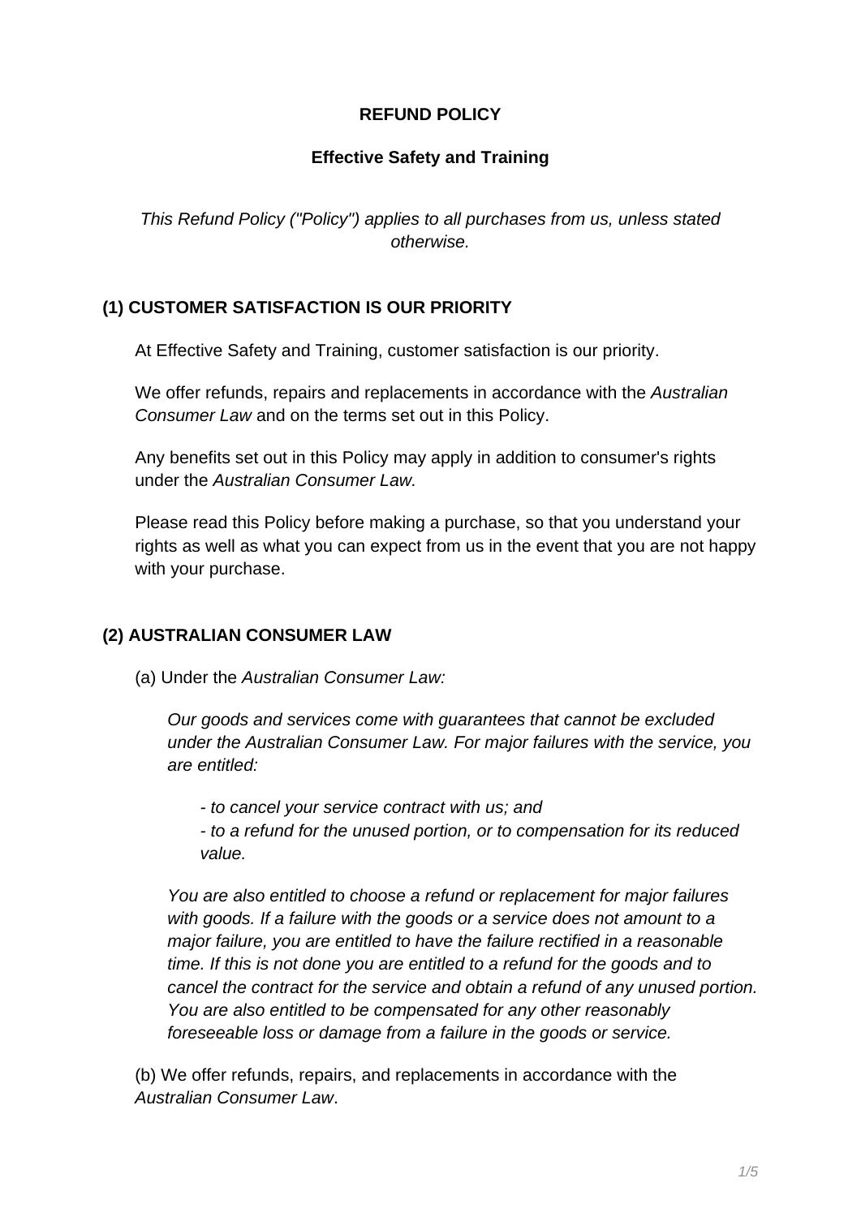# REFUND POLICY

## Effective Safety and Training

*This Refund Policy ("Policy") applies to all purchases from us, unless stated otherwise.*

### (1) CUSTOMER SATISFACTION IS OUR PRIORITY

At Effective Safety and Training, customer satisfaction is our priority.

We offer refunds, repairs and replacements in accordance with the *Australian Consumer Law* and on the terms set out in this Policy.

Any benefits set out in this Policy may apply in addition to consumer's rights under the *Australian Consumer Law.*

Please read this Policy before making a purchase, so that you understand your rights as well as what you can expect from us in the event that you are not happy with your purchase.

### (2) AUSTRALIAN CONSUMER LAW

(a) Under the *Australian Consumer Law:*

> *Our goods and services come with guarantees that cannot be excluded under the Australian Consumer Law. For major failures with the service, you are entitled:*
>
> *- to cancel your service contract with us; and*
> *- to a refund for the unused portion, or to compensation for its reduced value.*
>
> *You are also entitled to choose a refund or replacement for major failures with goods. If a failure with the goods or a service does not amount to a major failure, you are entitled to have the failure rectified in a reasonable time. If this is not done you are entitled to a refund for the goods and to cancel the contract for the service and obtain a refund of any unused portion. You are also entitled to be compensated for any other reasonably foreseeable loss or damage from a failure in the goods or service.*

(b) We offer refunds, repairs, and replacements in accordance with the *Australian Consumer Law*.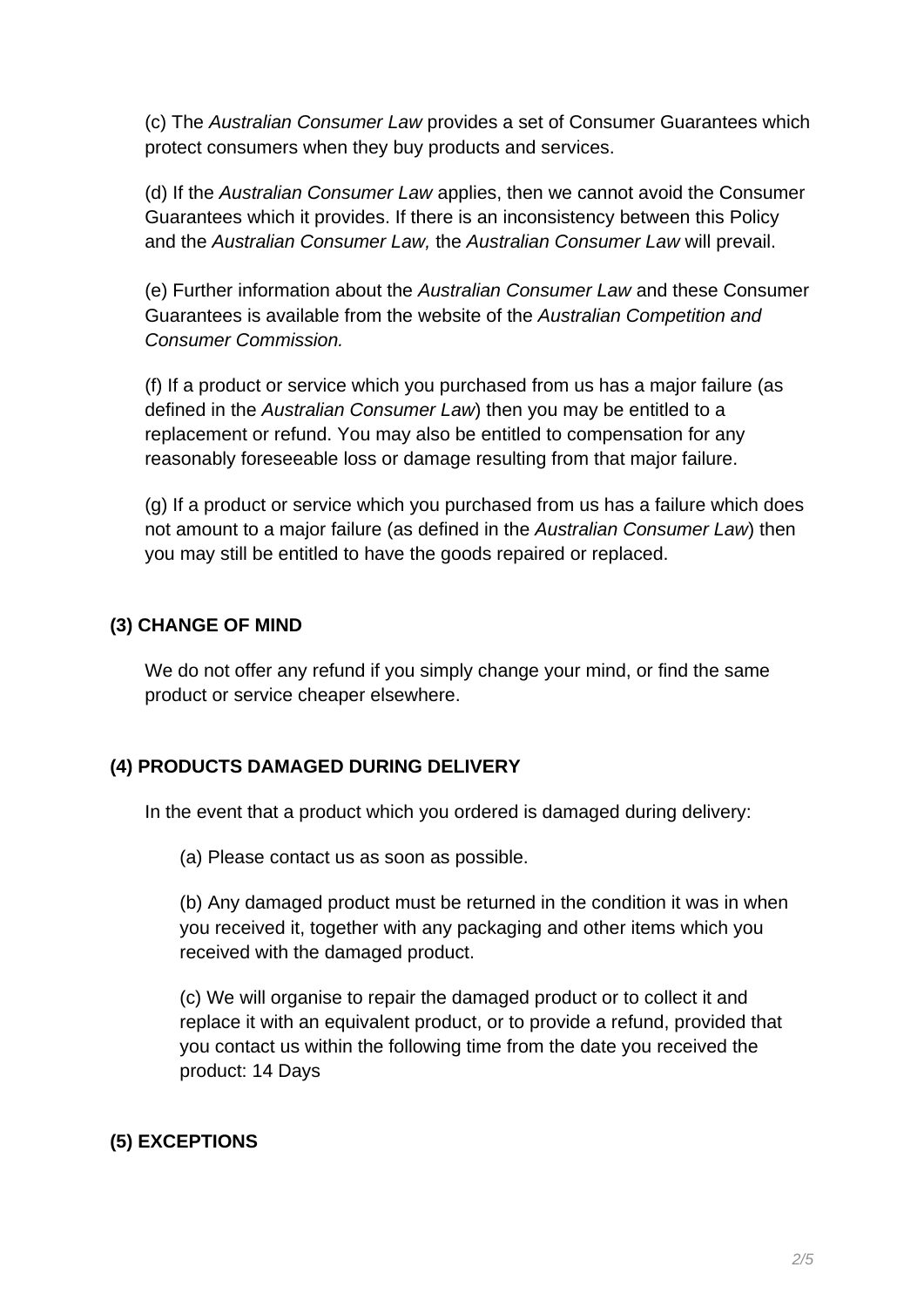(c) The *Australian Consumer Law* provides a set of Consumer Guarantees which protect consumers when they buy products and services.

(d) If the *Australian Consumer Law* applies, then we cannot avoid the Consumer Guarantees which it provides. If there is an inconsistency between this Policy and the *Australian Consumer Law,* the *Australian Consumer Law* will prevail.

(e) Further information about the *Australian Consumer Law* and these Consumer Guarantees is available from the website of the *Australian Competition and Consumer Commission.*

(f) If a product or service which you purchased from us has a major failure (as defined in the *Australian Consumer Law*) then you may be entitled to a replacement or refund. You may also be entitled to compensation for any reasonably foreseeable loss or damage resulting from that major failure.

(g) If a product or service which you purchased from us has a failure which does not amount to a major failure (as defined in the *Australian Consumer Law*) then you may still be entitled to have the goods repaired or replaced.

**(3) CHANGE OF MIND**

We do not offer any refund if you simply change your mind, or find the same product or service cheaper elsewhere.

**(4) PRODUCTS DAMAGED DURING DELIVERY**

In the event that a product which you ordered is damaged during delivery:

(a) Please contact us as soon as possible.

(b) Any damaged product must be returned in the condition it was in when you received it, together with any packaging and other items which you received with the damaged product.

(c) We will organise to repair the damaged product or to collect it and replace it with an equivalent product, or to provide a refund, provided that you contact us within the following time from the date you received the product: 14 Days

**(5) EXCEPTIONS**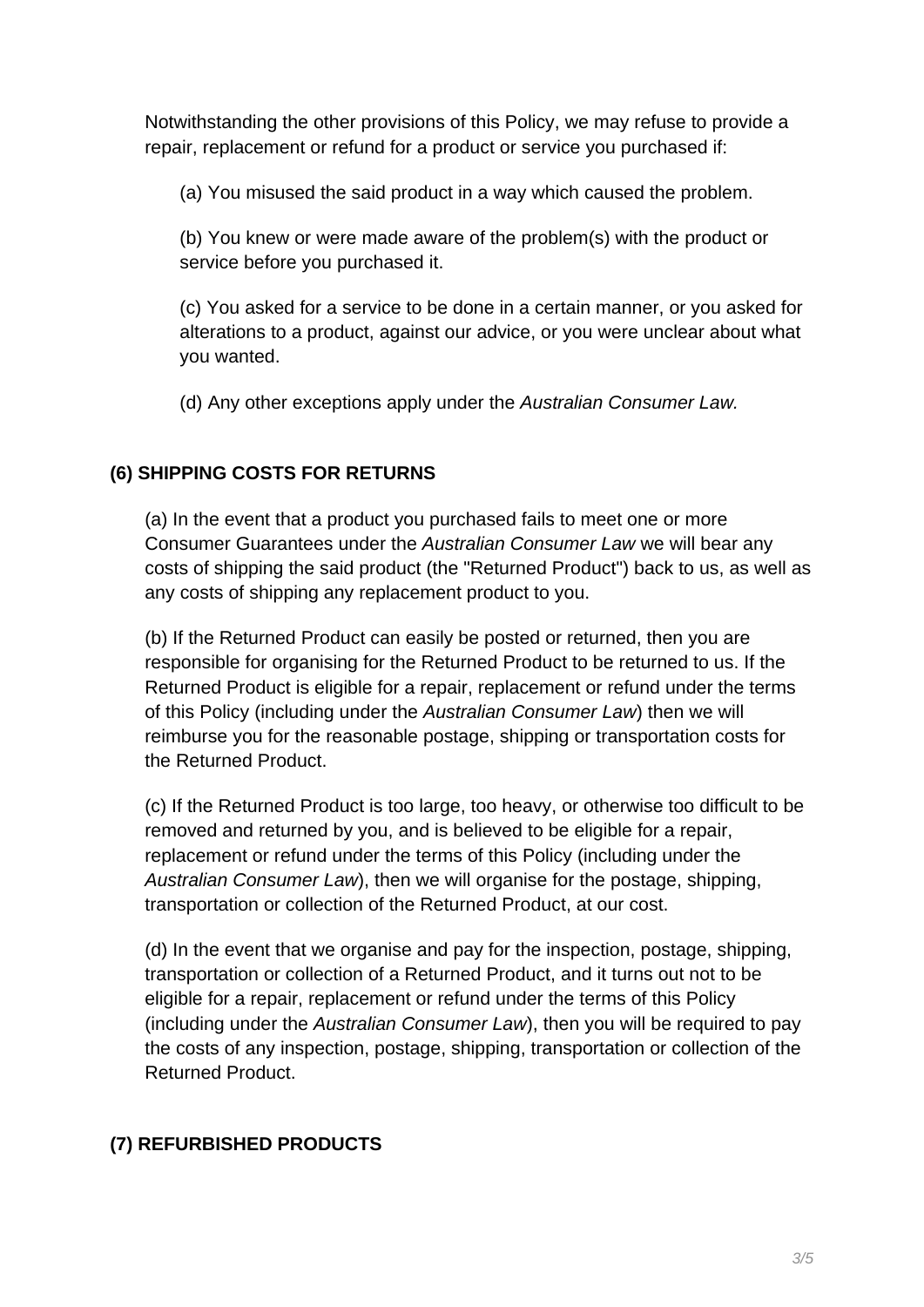Notwithstanding the other provisions of this Policy, we may refuse to provide a repair, replacement or refund for a product or service you purchased if:

(a) You misused the said product in a way which caused the problem.

(b) You knew or were made aware of the problem(s) with the product or service before you purchased it.

(c) You asked for a service to be done in a certain manner, or you asked for alterations to a product, against our advice, or you were unclear about what you wanted.

(d) Any other exceptions apply under the *Australian Consumer Law.*

**(6) SHIPPING COSTS FOR RETURNS**

(a) In the event that a product you purchased fails to meet one or more Consumer Guarantees under the *Australian Consumer Law* we will bear any costs of shipping the said product (the "Returned Product") back to us, as well as any costs of shipping any replacement product to you.

(b) If the Returned Product can easily be posted or returned, then you are responsible for organising for the Returned Product to be returned to us. If the Returned Product is eligible for a repair, replacement or refund under the terms of this Policy (including under the *Australian Consumer Law*) then we will reimburse you for the reasonable postage, shipping or transportation costs for the Returned Product.

(c) If the Returned Product is too large, too heavy, or otherwise too difficult to be removed and returned by you, and is believed to be eligible for a repair, replacement or refund under the terms of this Policy (including under the *Australian Consumer Law*), then we will organise for the postage, shipping, transportation or collection of the Returned Product, at our cost.

(d) In the event that we organise and pay for the inspection, postage, shipping, transportation or collection of a Returned Product, and it turns out not to be eligible for a repair, replacement or refund under the terms of this Policy (including under the *Australian Consumer Law*), then you will be required to pay the costs of any inspection, postage, shipping, transportation or collection of the Returned Product.

**(7) REFURBISHED PRODUCTS**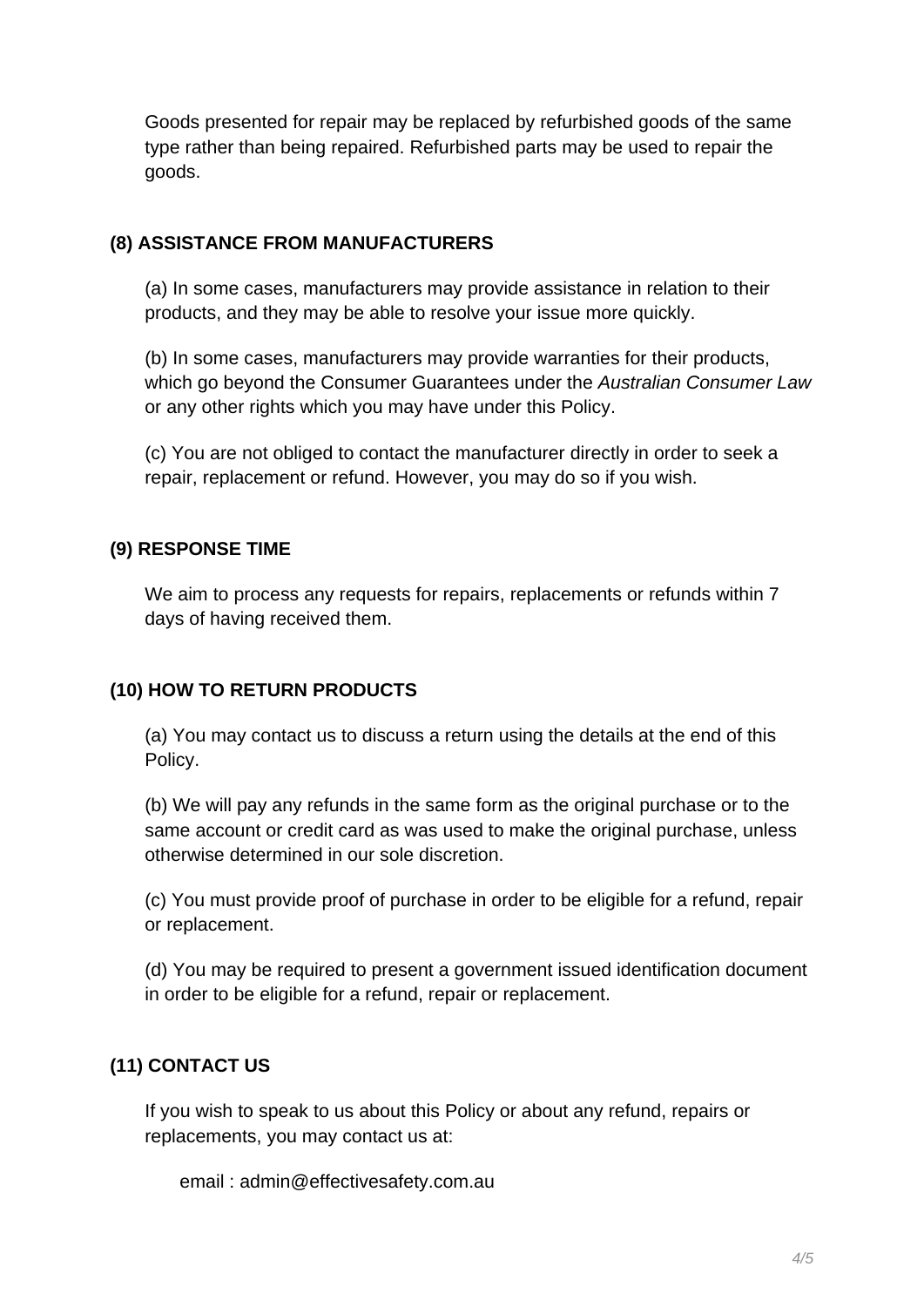Goods presented for repair may be replaced by refurbished goods of the same type rather than being repaired. Refurbished parts may be used to repair the goods.

## (8) ASSISTANCE FROM MANUFACTURERS

(a) In some cases, manufacturers may provide assistance in relation to their products, and they may be able to resolve your issue more quickly.

(b) In some cases, manufacturers may provide warranties for their products, which go beyond the Consumer Guarantees under the *Australian Consumer Law* or any other rights which you may have under this Policy.

(c) You are not obliged to contact the manufacturer directly in order to seek a repair, replacement or refund. However, you may do so if you wish.

## (9) RESPONSE TIME

We aim to process any requests for repairs, replacements or refunds within 7 days of having received them.

## (10) HOW TO RETURN PRODUCTS

(a) You may contact us to discuss a return using the details at the end of this Policy.

(b) We will pay any refunds in the same form as the original purchase or to the same account or credit card as was used to make the original purchase, unless otherwise determined in our sole discretion.

(c) You must provide proof of purchase in order to be eligible for a refund, repair or replacement.

(d) You may be required to present a government issued identification document in order to be eligible for a refund, repair or replacement.

## (11) CONTACT US

If you wish to speak to us about this Policy or about any refund, repairs or replacements, you may contact us at:

email : admin@effectivesafety.com.au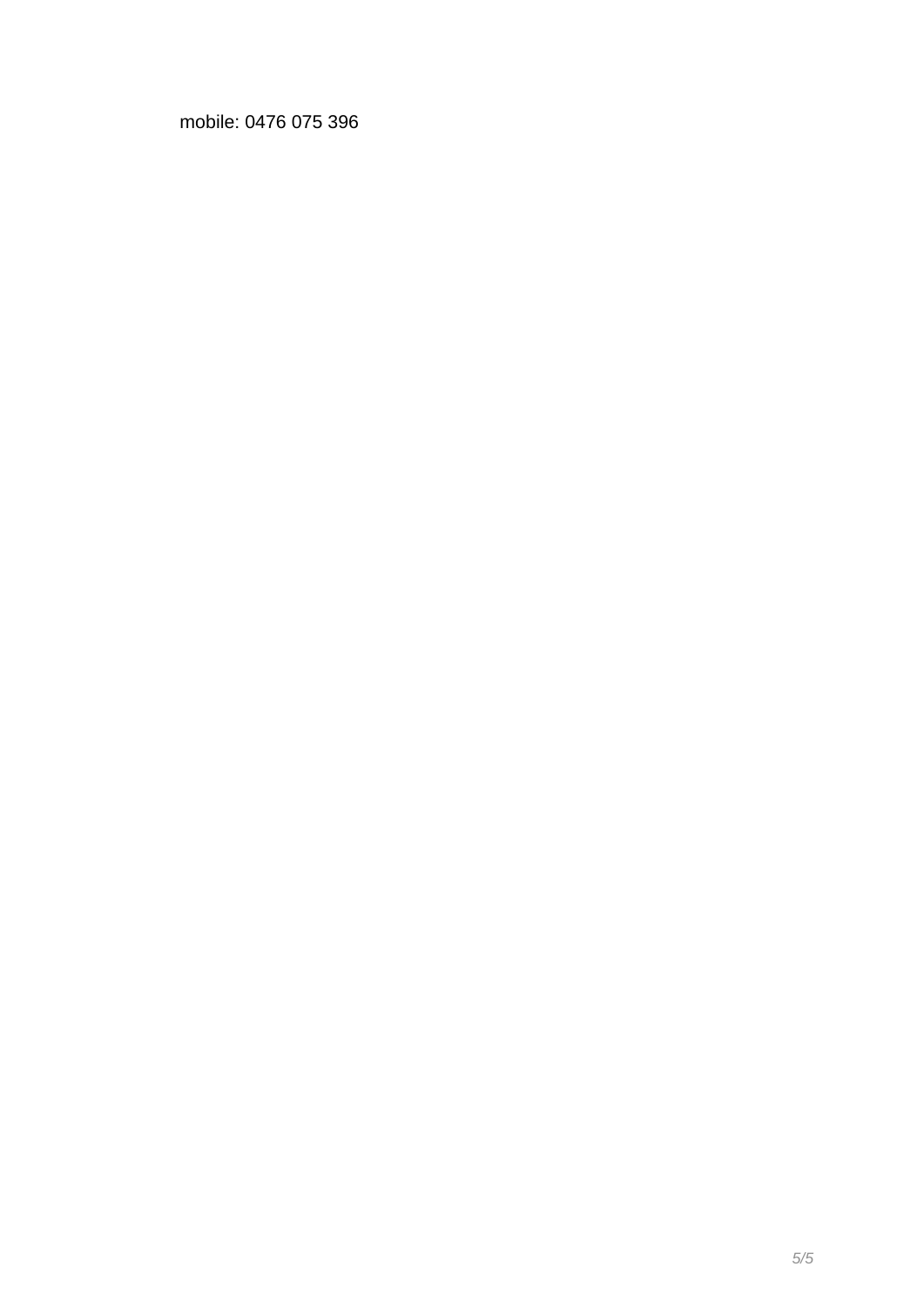mobile: 0476 075 396